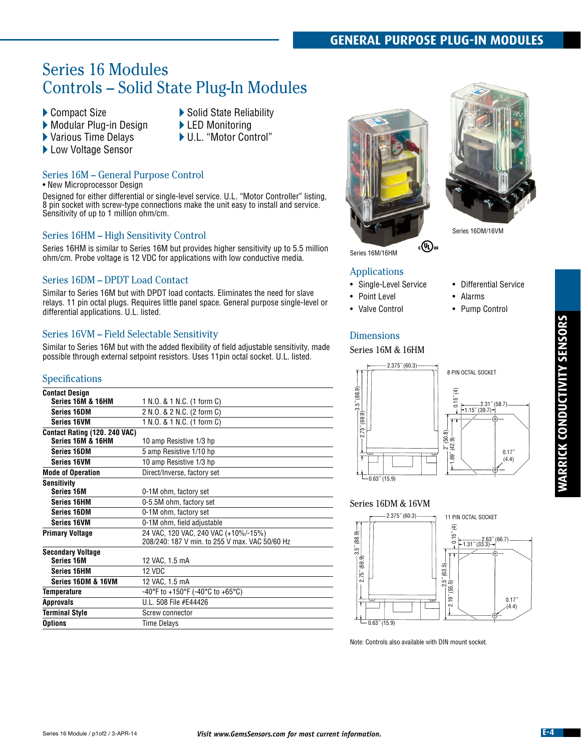# Series 16 Modules
# Controls – Solid State Plug-In Modules

- Compact Size
- Modular Plug-in Design
- Various Time Delays
- Low Voltage Sensor
- Solid State Reliability
- LED Monitoring
- U.L. "Motor Control"

## Series 16M – General Purpose Control

• New Microprocessor Design

Designed for either differential or single-level service. U.L. "Motor Controller" listing, 8 pin socket with screw-type connections make the unit easy to install and service. Sensitivity of up to 1 million ohm/cm.

## Series 16HM – High Sensitivity Control

Series 16HM is similar to Series 16M but provides higher sensitivity up to 5.5 million ohm/cm. Probe voltage is 12 VDC for applications with low conductive media.

## Series 16DM – DPDT Load Contact

Similar to Series 16M but with DPDT load contacts. Eliminates the need for slave relays. 11 pin octal plugs. Requires little panel space. General purpose single-level or differential applications. U.L. listed.

## Series 16VM – Field Selectable Sensitivity

Similar to Series 16M but with the added flexibility of field adjustable sensitivity, made possible through external setpoint resistors. Uses 11pin octal socket. U.L. listed.

Series 16M/16HM

Series 16DM/16VM

## Specifications

| | |
|---|---|
| **Contact Design** | |
| **Series 16M & 16HM** | 1 N.O. & 1 N.C. (1 form C) |
| **Series 16DM** | 2 N.O. & 2 N.C. (2 form C) |
| **Series 16VM** | 1 N.O. & 1 N.C. (1 form C) |
| **Contact Rating (120. 240 VAC)** | |
| **Series 16M & 16HM** | 10 amp Resistive 1/3 hp |
| **Series 16DM** | 5 amp Resistive 1/10 hp |
| **Series 16VM** | 10 amp Resistive 1/3 hp |
| **Mode of Operation** | Direct/Inverse, factory set |
| **Sensitivity** | |
| **Series 16M** | 0-1M ohm, factory set |
| **Series 16HM** | 0-5.5M ohm, factory set |
| **Series 16DM** | 0-1M ohm, factory set |
| **Series 16VM** | 0-1M ohm, field adjustable |
| **Primary Voltage** | 24 VAC, 120 VAC, 240 VAC (+10%/-15%) 208/240: 187 V min. to 255 V max. VAC 50/60 Hz |
| **Secondary Voltage** | |
| **Series 16M** | 12 VAC, 1.5 mA |
| **Series 16HM** | 12 VDC |
| **Series 16DM & 16VM** | 12 VAC, 1.5 mA |
| **Temperature** | -40°F to +150°F (-40°C to +65°C) |
| **Approvals** | U.L. 508 File #E44426 |
| **Terminal Style** | Screw connector |
| **Options** | Time Delays |

## Applications

- Single-Level Service
- Point Level
- Valve Control
- Differential Service
- Alarms
- Pump Control

## Dimensions

### Series 16M & 16HM

2.375″ (60.3)
3.5″ (88.9)
2.75″ (69.9)
0.63″ (15.9)
8 PIN OCTAL SOCKET
0.15″ (4)
2.31″ (58.7)
1.15″ (39.7)
2″ (50.8)
1.69″ (42.9)
0.17″ (4.4)

### Series 16DM & 16VM

2.375″ (60.3)
3.5″ (88.9)
2.75″ (69.9)
0.63″ (15.9)
11 PIN OCTAL SOCKET
0.15″ (4)
2.63″ (66.7)
1.31″ (33.3)
2.5″ (63.5)
2.19″ (55.5)
0.17″ (4.4)

Note: Controls also available with DIN mount socket.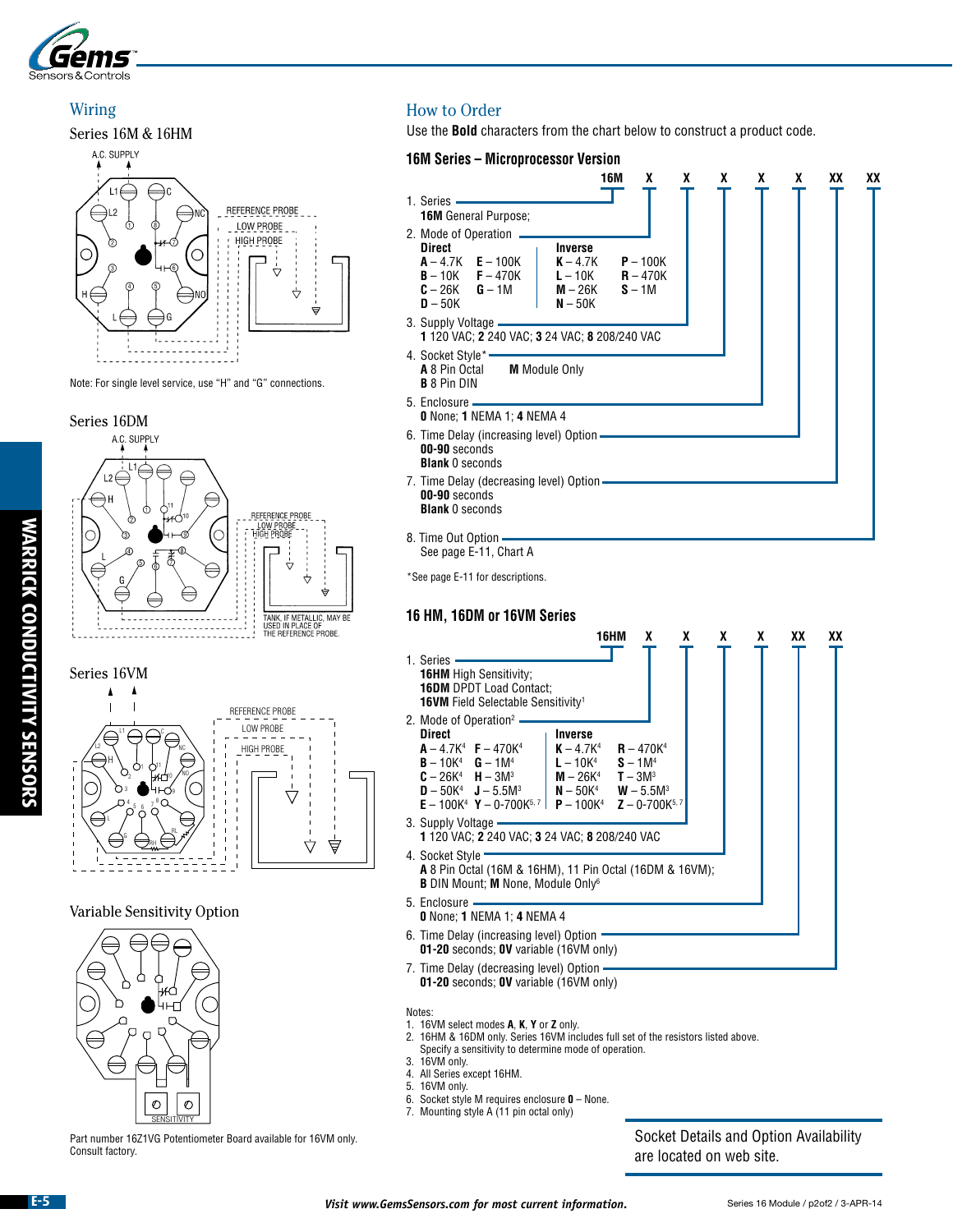## Wiring

### Series 16M & 16HM

A.C. SUPPLY

L1 C L2 NC H NO L G

REFERENCE PROBE

LOW PROBE

HIGH PROBE

Note: For single level service, use "H" and "G" connections.

### Series 16DM

A.C. SUPPLY

L2 L1 H L G

REFERENCE PROBE

LOW PROBE

HIGH PROBE

TANK, IF METALLIC, MAY BE USED IN PLACE OF THE REFERENCE PROBE.

### Series 16VM

REFERENCE PROBE

LOW PROBE

HIGH PROBE

### Variable Sensitivity Option

SENSITIVITY

Part number 16Z1VG Potentiometer Board available for 16VM only. Consult factory.

## How to Order

Use the **Bold** characters from the chart below to construct a product code.

### 16M Series – Microprocessor Version

**16M X X X X X XX XX**

1. Series
   **16M** General Purpose;
2. Mode of Operation

| Direct | | Inverse | |
|---|---|---|---|
| **A** – 4.7K | **E** – 100K | **K** – 4.7K | **P** – 100K |
| **B** – 10K | **F** – 470K | **L** – 10K | **R** – 470K |
| **C** – 26K | **G** – 1M | **M** – 26K | **S** – 1M |
| **D** – 50K | | **N** – 50K | |

3. Supply Voltage
   **1** 120 VAC; **2** 240 VAC; **3** 24 VAC; **8** 208/240 VAC
4. Socket Style*
   **A** 8 Pin Octal **M** Module Only
   **B** 8 Pin DIN
5. Enclosure
   **0** None; **1** NEMA 1; **4** NEMA 4
6. Time Delay (increasing level) Option
   **00-90** seconds
   **Blank** 0 seconds
7. Time Delay (decreasing level) Option
   **00-90** seconds
   **Blank** 0 seconds
8. Time Out Option
   See page E-11, Chart A

*See page E-11 for descriptions.

### 16 HM, 16DM or 16VM Series

**16HM X X X X XX XX**

1. Series
   **16HM** High Sensitivity;
   **16DM** DPDT Load Contact;
   **16VM** Field Selectable Sensitivity[1]
2. Mode of Operation[2]

| Direct | | Inverse | |
|---|---|---|---|
| **A** – 4.7K[4] | **F** – 470K[4] | **K** – 4.7K[4] | **R** – 470K[4] |
| **B** – 10K[4] | **G** – 1M[4] | **L** – 10K[4] | **S** – 1M[4] |
| **C** – 26K[4] | **H** – 3M[3] | **M** – 26K[4] | **T** – 3M[3] |
| **D** – 50K[4] | **J** – 5.5M[3] | **N** – 50K[4] | **W** – 5.5M[3] |
| **E** – 100K[4] | **Y** – 0-700K[5,7] | **P** – 100K[4] | **Z** – 0-700K[5,7] |

3. Supply Voltage
   **1** 120 VAC; **2** 240 VAC; **3** 24 VAC; **8** 208/240 VAC
4. Socket Style
   **A** 8 Pin Octal (16M & 16HM), 11 Pin Octal (16DM & 16VM);
   **B** DIN Mount; **M** None, Module Only[6]
5. Enclosure
   **0** None; **1** NEMA 1; **4** NEMA 4
6. Time Delay (increasing level) Option
   **01-20** seconds; **0V** variable (16VM only)
7. Time Delay (decreasing level) Option
   **01-20** seconds; **0V** variable (16VM only)

Notes:
1. 16VM select modes **A**, **K**, **Y** or **Z** only.
2. 16HM & 16DM only. Series 16VM includes full set of the resistors listed above. Specify a sensitivity to determine mode of operation.
3. 16VM only.
4. All Series except 16HM.
5. 16VM only.
6. Socket style M requires enclosure **0** – None.
7. Mounting style A (11 pin octal only)

Socket Details and Option Availability are located on web site.

*Visit www.GemsSensors.com for most current information.*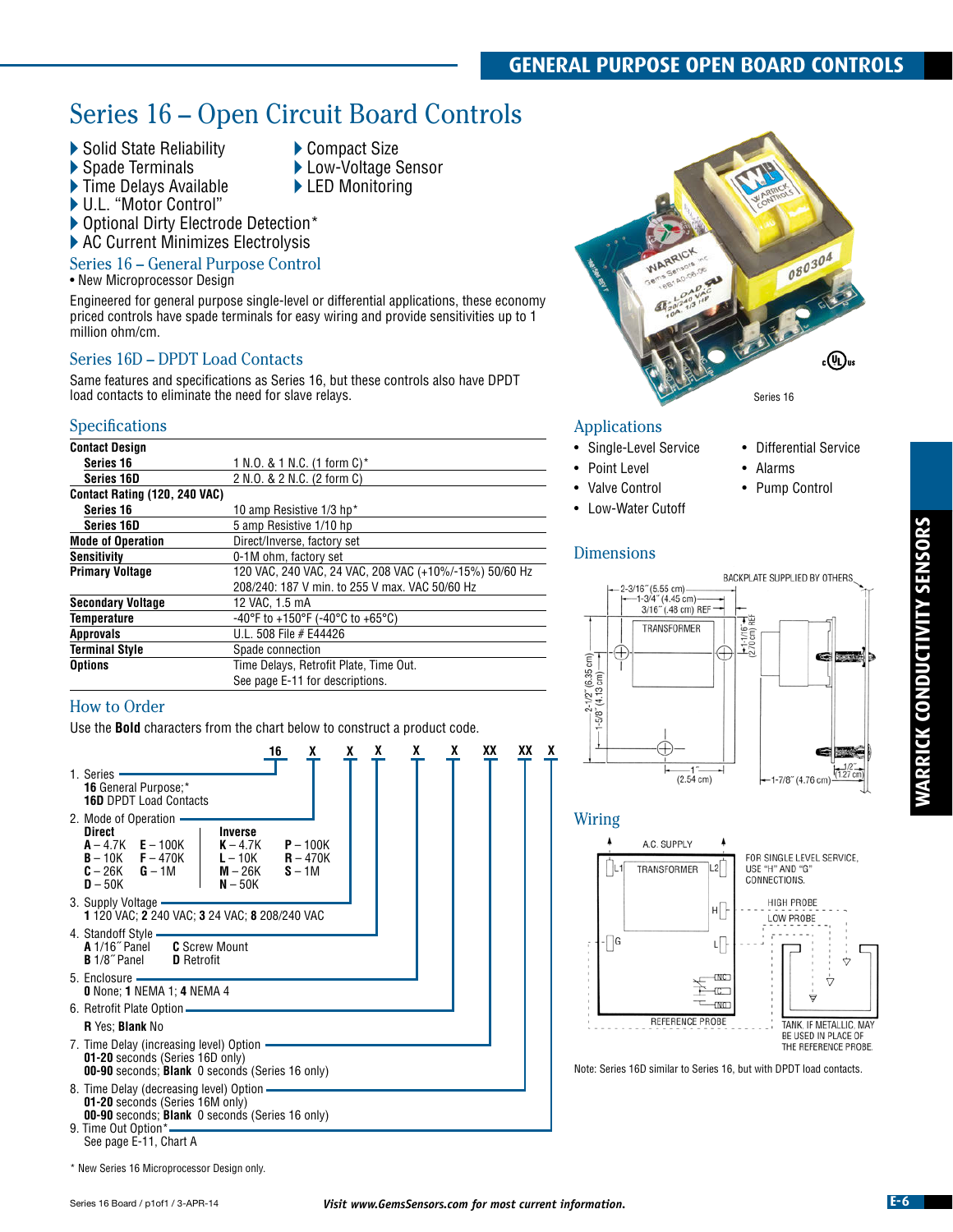# Series 16 – Open Circuit Board Controls

- Solid State Reliability
- Spade Terminals
- Time Delays Available
- U.L. "Motor Control"
- Optional Dirty Electrode Detection*
- AC Current Minimizes Electrolysis
- Compact Size
- Low-Voltage Sensor
- LED Monitoring

## Series 16 – General Purpose Control

• New Microprocessor Design

Engineered for general purpose single-level or differential applications, these economy priced controls have spade terminals for easy wiring and provide sensitivities up to 1 million ohm/cm.

## Series 16D – DPDT Load Contacts

Same features and specifications as Series 16, but these controls also have DPDT load contacts to eliminate the need for slave relays.

Series 16

## Specifications

| | |
|---|---|
| **Contact Design** | |
| **Series 16** | 1 N.O. & 1 N.C. (1 form C)* |
| **Series 16D** | 2 N.O. & 2 N.C. (2 form C) |
| **Contact Rating (120, 240 VAC)** | |
| **Series 16** | 10 amp Resistive 1/3 hp* |
| **Series 16D** | 5 amp Resistive 1/10 hp |
| **Mode of Operation** | Direct/Inverse, factory set |
| **Sensitivity** | 0-1M ohm, factory set |
| **Primary Voltage** | 120 VAC, 240 VAC, 24 VAC, 208 VAC (+10%/-15%) 50/60 Hz<br>208/240: 187 V min. to 255 V max. VAC 50/60 Hz |
| **Secondary Voltage** | 12 VAC, 1.5 mA |
| **Temperature** | -40°F to +150°F (-40°C to +65°C) |
| **Approvals** | U.L. 508 File # E44426 |
| **Terminal Style** | Spade connection |
| **Options** | Time Delays, Retrofit Plate, Time Out.<br>See page E-11 for descriptions. |

## Applications

- Single-Level Service
- Point Level
- Valve Control
- Low-Water Cutoff
- Differential Service
- Alarms
- Pump Control

## How to Order

Use the **Bold** characters from the chart below to construct a product code.

**16 X X X X X XX XX X**

1. Series
   **16** General Purpose;*
   **16D** DPDT Load Contacts
2. Mode of Operation

| Direct | | Inverse | |
|---|---|---|---|
| **A** – 4.7K | **E** – 100K | **K** – 4.7K | **P** – 100K |
| **B** – 10K | **F** – 470K | **L** – 10K | **R** – 470K |
| **C** – 26K | **G** – 1M | **M** – 26K | **S** – 1M |
| **D** – 50K | | **N** – 50K | |

3. Supply Voltage
   **1** 120 VAC; **2** 240 VAC; **3** 24 VAC; **8** 208/240 VAC
4. Standoff Style
   **A** 1/16″ Panel **C** Screw Mount
   **B** 1/8″ Panel **D** Retrofit
5. Enclosure
   **0** None; **1** NEMA 1; **4** NEMA 4
6. Retrofit Plate Option
   **R** Yes; **Blank** No
7. Time Delay (increasing level) Option
   **01-20** seconds (Series 16D only)
   **00-90** seconds; **Blank** 0 seconds (Series 16 only)
8. Time Delay (decreasing level) Option
   **01-20** seconds (Series 16M only)
   **00-90** seconds; **Blank** 0 seconds (Series 16 only)
9. Time Out Option*
   See page E-11, Chart A

\* New Series 16 Microprocessor Design only.

## Dimensions

BACKPLATE SUPPLIED BY OTHERS
2-3/16″ (5.55 cm)
1-3/4″ (4.45 cm)
3/16″ (.48 cm) REF
TRANSFORMER
1-1/16″ (2.70 cm) REF
2-1/2″ (6.35 cm)
1-5/8″ (4.13 cm)
1″ (2.54 cm)
1-7/8″ (4.76 cm)
1/2″ (1.27 cm)

## Wiring

A.C. SUPPLY
L1 TRANSFORMER L2
FOR SINGLE LEVEL SERVICE, USE "H" AND "G" CONNECTIONS.
H
HIGH PROBE
LOW PROBE
G
L
NC
C
NO
REFERENCE PROBE
TANK. IF METALLIC, MAY BE USED IN PLACE OF THE REFERENCE PROBE.

Note: Series 16D similar to Series 16, but with DPDT load contacts.